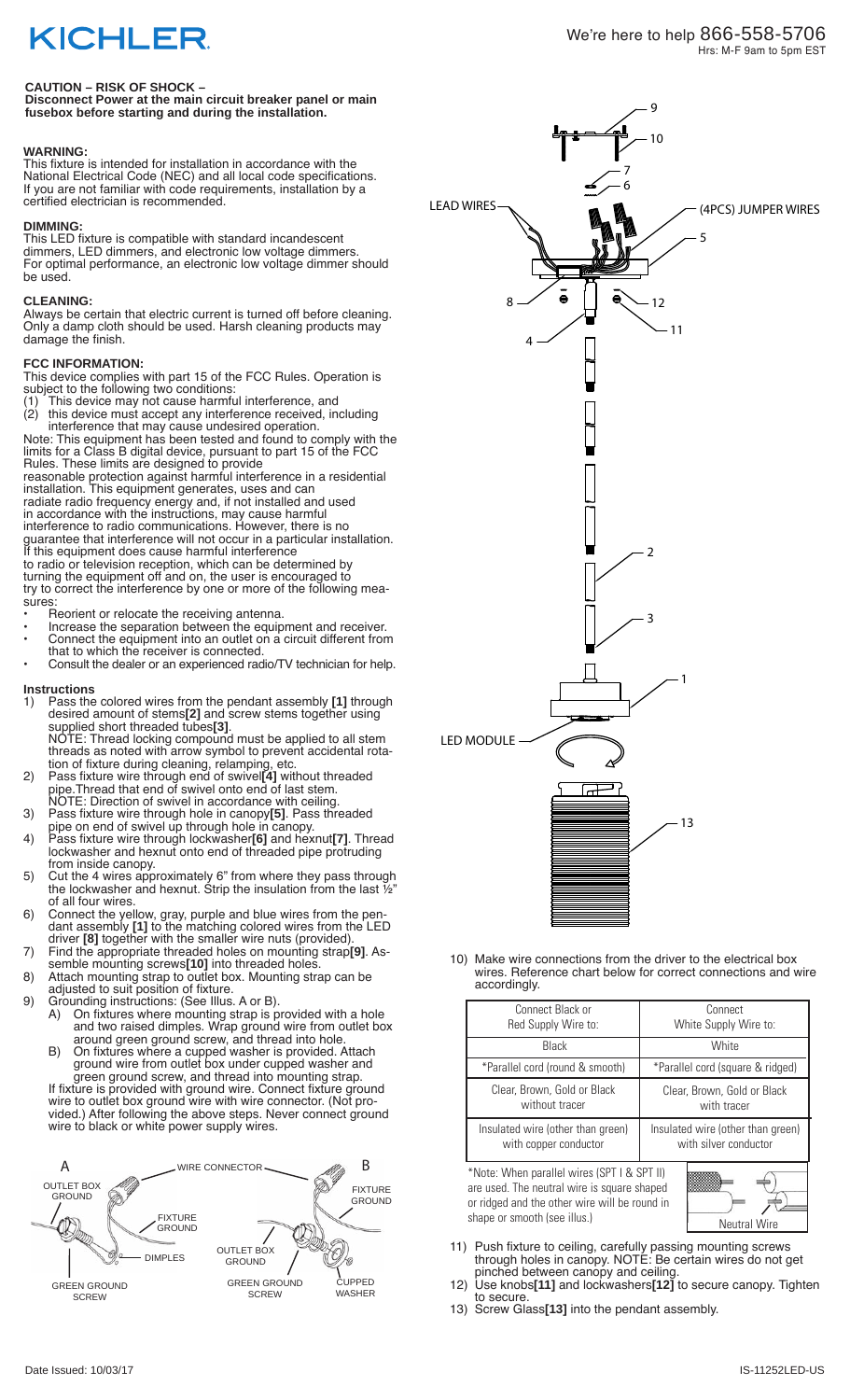# KICHLER

We're here to help 866-558-5706
Hrs: M-F 9am to 5pm EST

**CAUTION – RISK OF SHOCK –**
**Disconnect Power at the main circuit breaker panel or main fusebox before starting and during the installation.**

**WARNING:**
This fixture is intended for installation in accordance with the National Electrical Code (NEC) and all local code specifications. If you are not familiar with code requirements, installation by a certified electrician is recommended.

**DIMMING:**
This LED fixture is compatible with standard incandescent dimmers, LED dimmers, and electronic low voltage dimmers. For optimal performance, an electronic low voltage dimmer should be used.

**CLEANING:**
Always be certain that electric current is turned off before cleaning. Only a damp cloth should be used. Harsh cleaning products may damage the finish.

**FCC INFORMATION:**
This device complies with part 15 of the FCC Rules. Operation is subject to the following two conditions:
(1) This device may not cause harmful interference, and
(2) this device must accept any interference received, including interference that may cause undesired operation.

Note: This equipment has been tested and found to comply with the limits for a Class B digital device, pursuant to part 15 of the FCC Rules. These limits are designed to provide reasonable protection against harmful interference in a residential installation. This equipment generates, uses and can radiate radio frequency energy and, if not installed and used in accordance with the instructions, may cause harmful interference to radio communications. However, there is no guarantee that interference will not occur in a particular installation. If this equipment does cause harmful interference to radio or television reception, which can be determined by turning the equipment off and on, the user is encouraged to try to correct the interference by one or more of the following measures:

- Reorient or relocate the receiving antenna.
- Increase the separation between the equipment and receiver.
- Connect the equipment into an outlet on a circuit different from that to which the receiver is connected.
- Consult the dealer or an experienced radio/TV technician for help.

**Instructions**

1) Pass the colored wires from the pendant assembly **[1]** through desired amount of stems**[2]** and screw stems together using supplied short threaded tubes**[3]**.
   NOTE: Thread locking compound must be applied to all stem threads as noted with arrow symbol to prevent accidental rotation of fixture during cleaning, relamping, etc.
2) Pass fixture wire through end of swivel**[4]** without threaded pipe.Thread that end of swivel onto end of last stem.
   NOTE: Direction of swivel in accordance with ceiling.
3) Pass fixture wire through hole in canopy**[5]**. Pass threaded pipe on end of swivel up through hole in canopy.
4) Pass fixture wire through lockwasher**[6]** and hexnut**[7]**. Thread lockwasher and hexnut onto end of threaded pipe protruding from inside canopy.
5) Cut the 4 wires approximately 6" from where they pass through the lockwasher and hexnut. Strip the insulation from the last ½" of all four wires.
6) Connect the yellow, gray, purple and blue wires from the pendant assembly **[1]** to the matching colored wires from the LED driver **[8]** together with the smaller wire nuts (provided).
7) Find the appropriate threaded holes on mounting strap**[9]**. Assemble mounting screws**[10]** into threaded holes.
8) Attach mounting strap to outlet box. Mounting strap can be adjusted to suit position of fixture.
9) Grounding instructions: (See Illus. A or B).
   A) On fixtures where mounting strap is provided with a hole and two raised dimples. Wrap ground wire from outlet box around green ground screw, and thread into hole.
   B) On fixtures where a cupped washer is provided. Attach ground wire from outlet box under cupped washer and green ground screw, and thread into mounting strap.
   If fixture is provided with ground wire. Connect fixture ground wire to outlet box ground wire with wire connector. (Not provided.) After following the above steps. Never connect ground wire to black or white power supply wires.

A: OUTLET BOX GROUND, WIRE CONNECTOR, FIXTURE GROUND, DIMPLES, GREEN GROUND SCREW
B: FIXTURE GROUND, OUTLET BOX GROUND, GREEN GROUND SCREW, CUPPED WASHER

LEAD WIRES, (4PCS) JUMPER WIRES, LED MODULE, 1, 2, 3, 4, 5, 6, 7, 8, 9, 10, 11, 12, 13

10) Make wire connections from the driver to the electrical box wires. Reference chart below for correct connections and wire accordingly.

| Connect Black or Red Supply Wire to: | Connect White Supply Wire to: |
|---|---|
| Black | White |
| *Parallel cord (round & smooth) | *Parallel cord (square & ridged) |
| Clear, Brown, Gold or Black without tracer | Clear, Brown, Gold or Black with tracer |
| Insulated wire (other than green) with copper conductor | Insulated wire (other than green) with silver conductor |

*Note: When parallel wires (SPT I & SPT II) are used. The neutral wire is square shaped or ridged and the other wire will be round in shape or smooth (see illus.)

Neutral Wire

11) Push fixture to ceiling, carefully passing mounting screws through holes in canopy. NOTE: Be certain wires do not get pinched between canopy and ceiling.
12) Use knobs**[11]** and lockwashers**[12]** to secure canopy. Tighten to secure.
13) Screw Glass**[13]** into the pendant assembly.

Date Issued: 10/03/17

IS-11252LED-US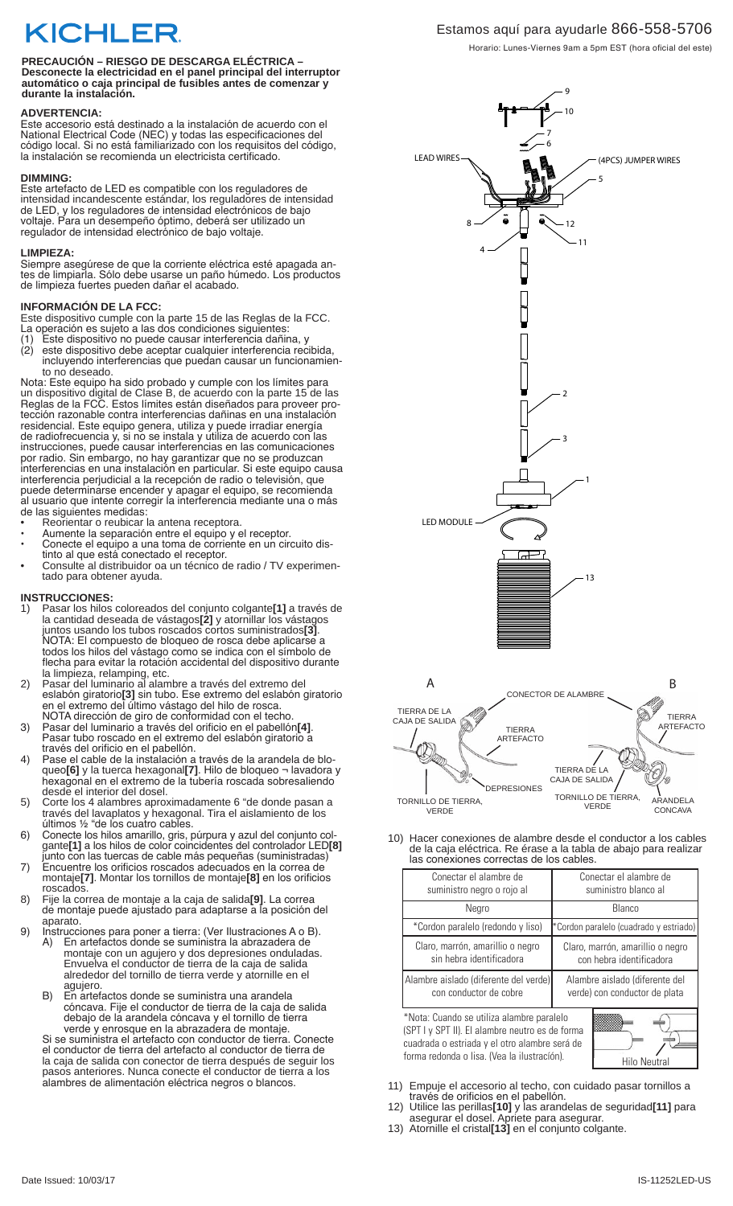# KICHLER

Estamos aquí para ayudarle 866-558-5706

Horario: Lunes-Viernes 9am a 5pm EST (hora oficial del este)

**PRECAUCIÓN – RIESGO DE DESCARGA ELÉCTRICA – Desconecte la electricidad en el panel principal del interruptor automático o caja principal de fusibles antes de comenzar y durante la instalación.**

**ADVERTENCIA:**
Este accesorio está destinado a la instalación de acuerdo con el National Electrical Code (NEC) y todas las especificaciones del código local. Si no está familiarizado con los requisitos del código, la instalación se recomienda un electricista certificado.

**DIMMING:**
Este artefacto de LED es compatible con los reguladores de intensidad incandescente estándar, los reguladores de intensidad de LED, y los reguladores de intensidad electrónicos de bajo voltaje. Para un desempeño óptimo, deberá ser utilizado un regulador de intensidad electrónico de bajo voltaje.

**LIMPIEZA:**
Siempre asegúrese de que la corriente eléctrica esté apagada antes de limpiarla. Sólo debe usarse un paño húmedo. Los productos de limpieza fuertes pueden dañar el acabado.

**INFORMACIÓN DE LA FCC:**
Este dispositivo cumple con la parte 15 de las Reglas de la FCC. La operación es sujeto a las dos condiciones siguientes:
(1) Este dispositivo no puede causar interferencia dañina, y
(2) este dispositivo debe aceptar cualquier interferencia recibida, incluyendo interferencias que puedan causar un funcionamiento no deseado.

Nota: Este equipo ha sido probado y cumple con los límites para un dispositivo digital de Clase B, de acuerdo con la parte 15 de las Reglas de la FCC. Estos límites están diseñados para proveer protección razonable contra interferencias dañinas en una instalación residencial. Este equipo genera, utiliza y puede irradiar energía de radiofrecuencia y, si no se instala y utiliza de acuerdo con las instrucciones, puede causar interferencias en las comunicaciones por radio. Sin embargo, no hay garantizar que no se produzcan interferencias en una instalación en particular. Si este equipo causa interferencia perjudicial a la recepción de radio o televisión, que puede determinarse encender y apagar el equipo, se recomienda al usuario que intente corregir la interferencia mediante una o más de las siguientes medidas:

- Reorientar o reubicar la antena receptora.
- Aumente la separación entre el equipo y el receptor.
- Conecte el equipo a una toma de corriente en un circuito distinto al que está conectado el receptor.
- Consulte al distribuidor oa un técnico de radio / TV experimentado para obtener ayuda.

**INSTRUCCIONES:**
1) Pasar los hilos coloreados del conjunto colgante**[1]** a través de la cantidad deseada de vástagos**[2]** y atornillar los vástagos juntos usando los tubos roscados cortos suministrados**[3]**. NOTA: El compuesto de bloqueo de rosca debe aplicarse a todos los hilos del vástago como se indica con el símbolo de flecha para evitar la rotación accidental del dispositivo durante la limpieza, relamping, etc.
2) Pasar del luminario al alambre a través del extremo del eslabón giratorio**[3]** sin tubo. Ese extremo del eslabón giratorio en el extremo del último vástago del hilo de rosca. NOTA dirección de giro de conformidad con el techo.
3) Pasar del luminario a través del orificio en el pabellón**[4]**. Pasar tubo roscado en el extremo del eslabón giratorio a través del orificio en el pabellón.
4) Pase el cable de la instalación a través de la arandela de bloqueo**[6]** y la tuerca hexagonal**[7]**. Hilo de bloqueo ¬ lavadora y hexagonal en el extremo de la tubería roscada sobresaliendo desde el interior del dosel.
5) Corte los 4 alambres aproximadamente 6 "de donde pasan a través del lavaplatos y hexagonal. Tira el aislamiento de los últimos ½ "de los cuatro cables.
6) Conecte los hilos amarillo, gris, púrpura y azul del conjunto colgante**[1]** a los hilos de color coincidentes del controlador LED**[8]** junto con las tuercas de cable más pequeñas (suministradas)
7) Encuentre los orificios roscados adecuados en la correa de montaje**[7]**. Montar los tornillos de montaje**[8]** en los orificios roscados.
8) Fije la correa de montaje a la caja de salida**[9]**. La correa de montaje puede ajustado para adaptarse a la posición del aparato.
9) Instrucciones para poner a tierra: (Ver Ilustraciones A o B).
   A) En artefactos donde se suministra la abrazadera de montaje con un agujero y dos depresiones onduladas. Envuelva el conductor de tierra de la caja de salida alrededor del tornillo de tierra verde y atornille en el agujero.
   B) En artefactos donde se suministra una arandela cóncava. Fije el conductor de tierra de la caja de salida debajo de la arandela cóncava y el tornillo de tierra verde y enrosque en la abrazadera de montaje.

   Si se suministra el artefacto con conductor de tierra. Conecte el conductor de tierra del artefacto al conductor de tierra de la caja de salida con conector de tierra después de seguir los pasos anteriores. Nunca conecte el conductor de tierra a los alambres de alimentación eléctrica negros o blancos.

9
10
7
6
LEAD WIRES
(4PCS) JUMPER WIRES
5
8
12
11
4
2
3
1
LED MODULE
13

A
B
CONECTOR DE ALAMBRE
TIERRA DE LA CAJA DE SALIDA
TIERRA ARTEFACTO
TIERRA ARTEFACTO
TIERRA DE LA CAJA DE SALIDA
DEPRESIONES
TORNILLO DE TIERRA, VERDE
TORNILLO DE TIERRA, VERDE
ARANDELA CONCAVA

10) Hacer conexiones de alambre desde el conductor a los cables de la caja eléctrica. Re érase a la tabla de abajo para realizar las conexiones correctas de los cables.

| Conectar el alambre de suministro negro o rojo al | Conectar el alambre de suministro blanco al |
|---|---|
| Negro | Blanco |
| *Cordon paralelo (redondo y liso) | *Cordon paralelo (cuadrado y estriado) |
| Claro, marrón, amarillo o negro sin hebra identificadora | Claro, marrón, amarillo o negro con hebra identificadora |
| Alambre aislado (diferente del verde) con conductor de cobre | Alambre aislado (diferente del verde) con conductor de plata |

*Nota: Cuando se utiliza alambre paralelo (SPT I y SPT II). El alambre neutro es de forma cuadrada o estriada y el otro alambre será de forma redonda o lisa. (Vea la ilustración).

Hilo Neutral

11) Empuje el accesorio al techo, con cuidado pasar tornillos a través de orificios en el pabellón.
12) Utilice las perillas**[10]** y las arandelas de seguridad**[11]** para asegurar el dosel. Apriete para asegurar.
13) Atornille el cristal**[13]** en el conjunto colgante.

Date Issued: 10/03/17

IS-11252LED-US